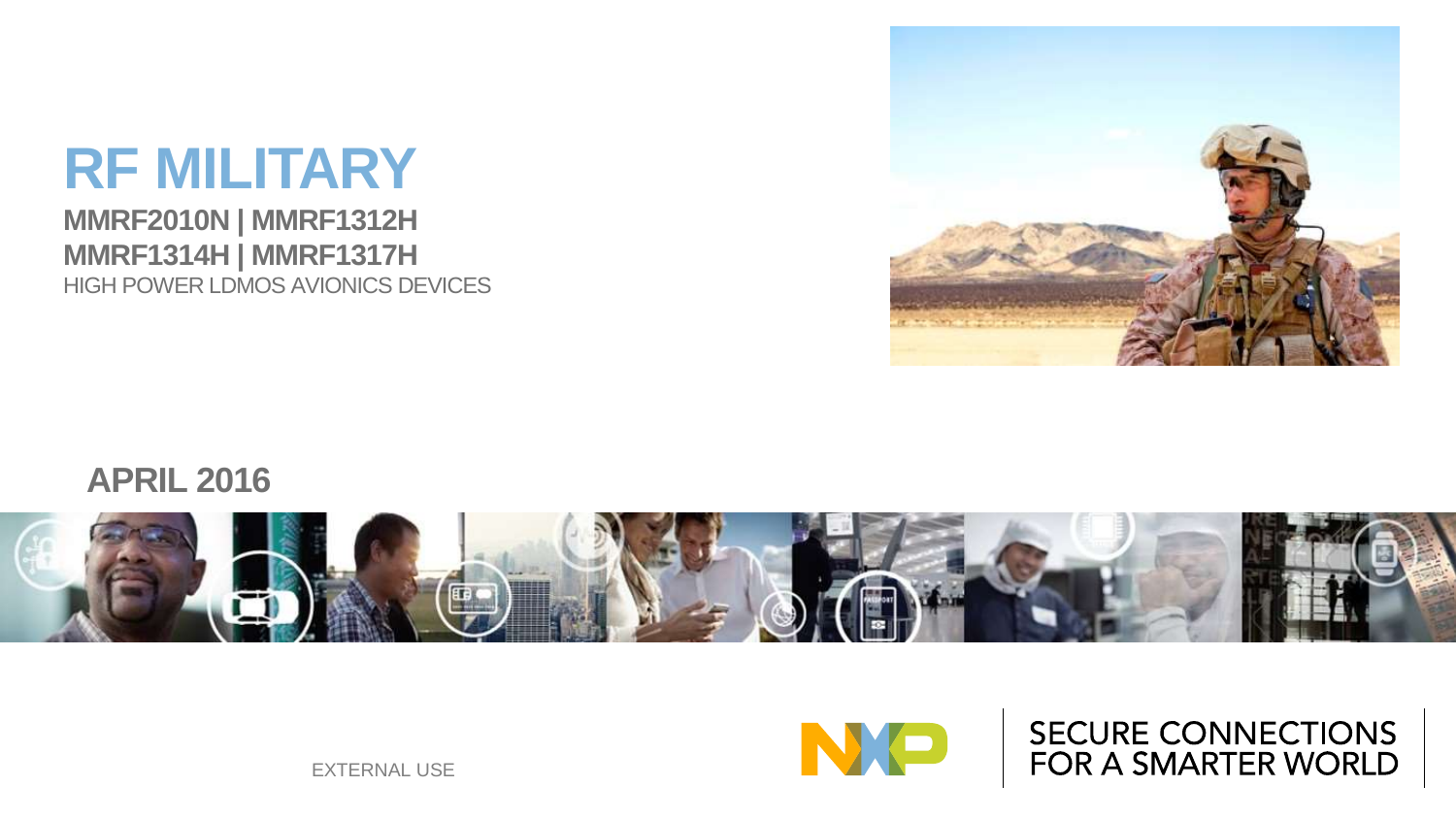# RF MILITARY

**MMRF2010N | MMRF1312H**
**MMRF1314H | MMRF1317H**

HIGH POWER LDMOS AVIONICS DEVICES

## APRIL 2016

EXTERNAL USE

SECURE CONNECTIONS FOR A SMARTER WORLD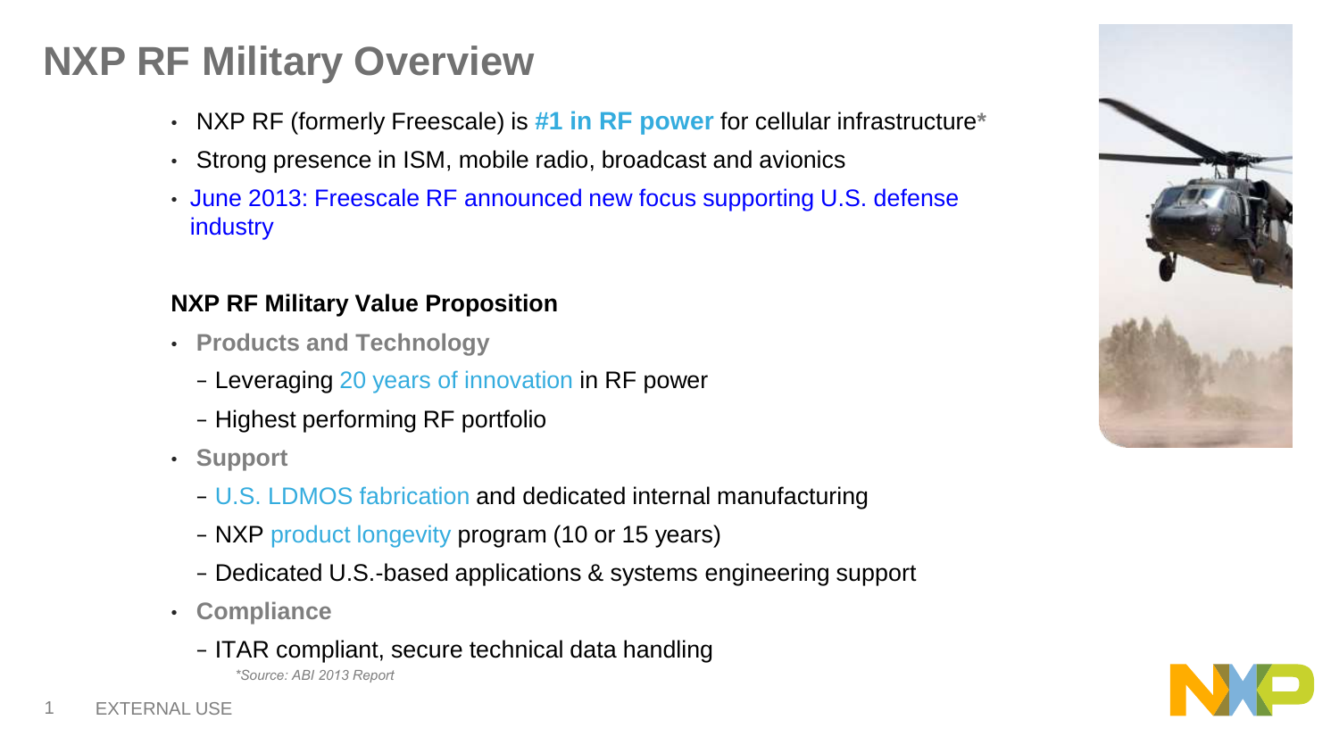# NXP RF Military Overview

- NXP RF (formerly Freescale) is **#1 in RF power** for cellular infrastructure*
- Strong presence in ISM, mobile radio, broadcast and avionics
- June 2013: Freescale RF announced new focus supporting U.S. defense industry

### NXP RF Military Value Proposition

- **Products and Technology**
  - Leveraging 20 years of innovation in RF power
  - Highest performing RF portfolio
- **Support**
  - U.S. LDMOS fabrication and dedicated internal manufacturing
  - NXP product longevity program (10 or 15 years)
  - Dedicated U.S.-based applications & systems engineering support
- **Compliance**
  - ITAR compliant, secure technical data handling

*\*Source: ABI 2013 Report*

EXTERNAL USE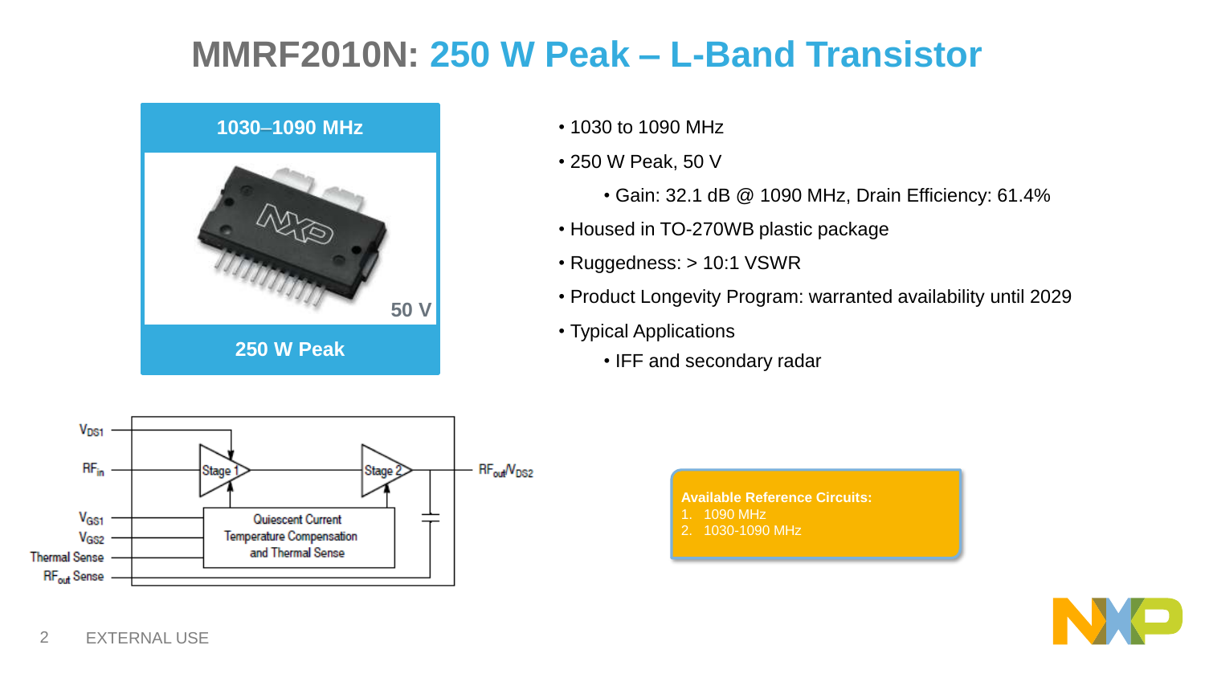# MMRF2010N: 250 W Peak – L-Band Transistor

**1030–1090 MHz**

50 V

**250 W Peak**

- 1030 to 1090 MHz
- 250 W Peak, 50 V
  - Gain: 32.1 dB @ 1090 MHz, Drain Efficiency: 61.4%
- Housed in TO-270WB plastic package
- Ruggedness: > 10:1 VSWR
- Product Longevity Program: warranted availability until 2029
- Typical Applications
  - IFF and secondary radar

$V_{DS1}$

$RF_{in}$

$V_{GS1}$

$V_{GS2}$

Thermal Sense

$RF_{out}$ Sense

Stage 1

Stage 2

Quiescent Current Temperature Compensation and Thermal Sense

$RF_{out}/V_{DS2}$

**Available Reference Circuits:**

1. 1090 MHz
2. 1030-1090 MHz

EXTERNAL USE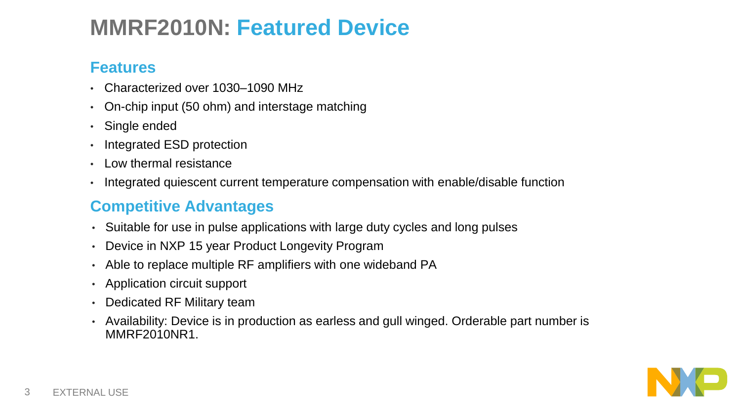# MMRF2010N: Featured Device

## Features

- Characterized over 1030–1090 MHz
- On-chip input (50 ohm) and interstage matching
- Single ended
- Integrated ESD protection
- Low thermal resistance
- Integrated quiescent current temperature compensation with enable/disable function

## Competitive Advantages

- Suitable for use in pulse applications with large duty cycles and long pulses
- Device in NXP 15 year Product Longevity Program
- Able to replace multiple RF amplifiers with one wideband PA
- Application circuit support
- Dedicated RF Military team
- Availability: Device is in production as earless and gull winged. Orderable part number is MMRF2010NR1.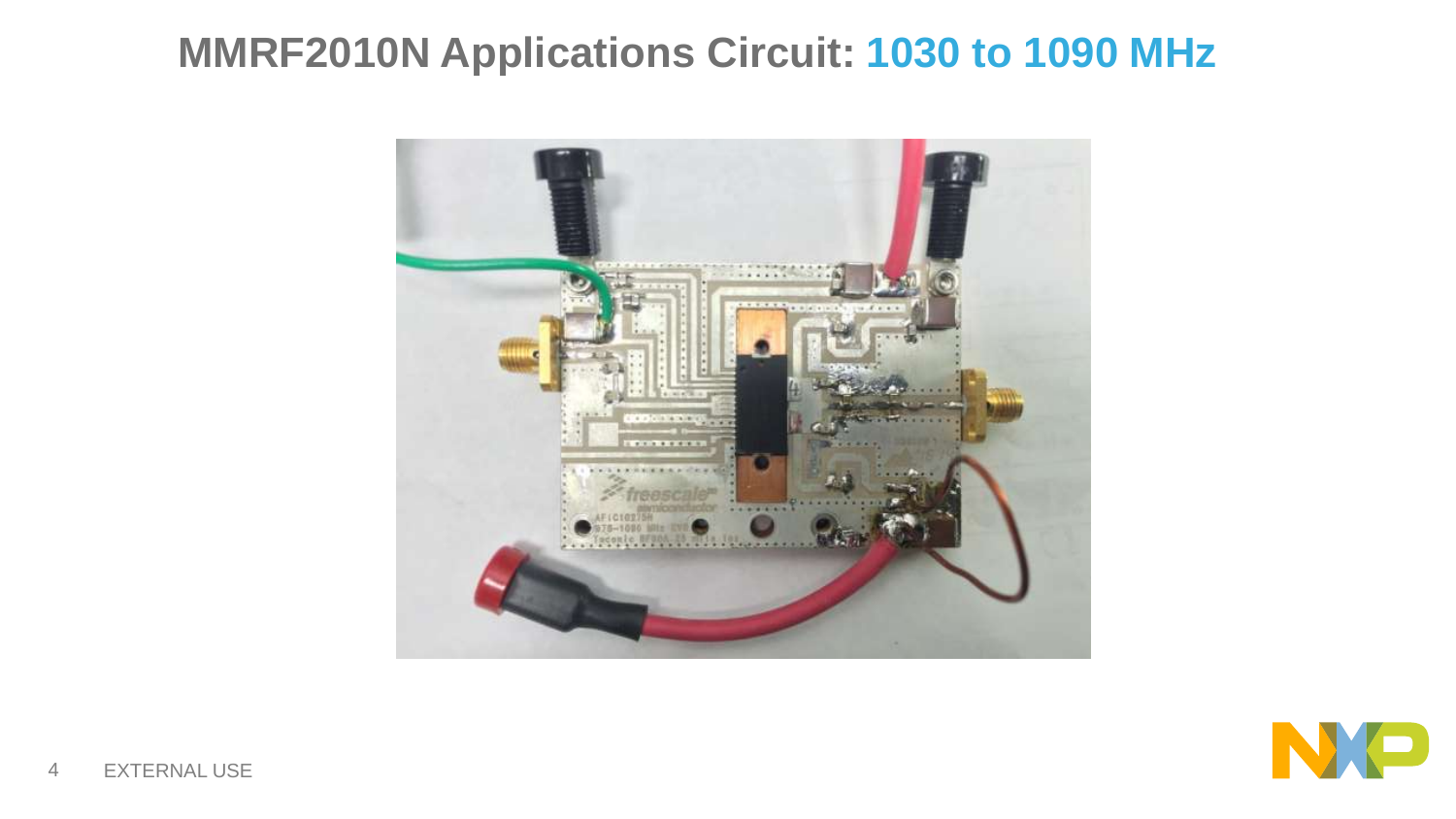# MMRF2010N Applications Circuit: 1030 to 1090 MHz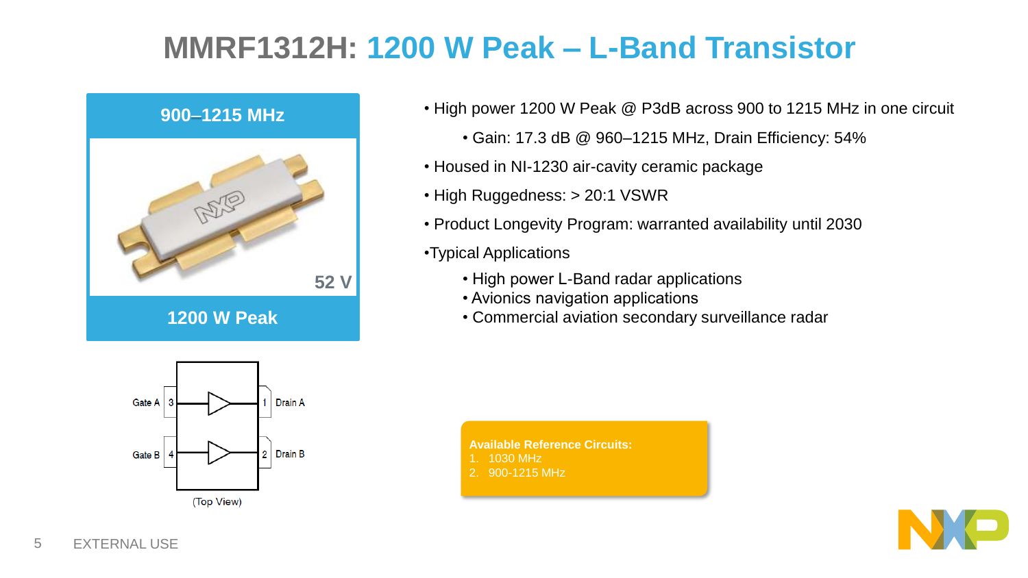# MMRF1312H: 1200 W Peak – L-Band Transistor

**900–1215 MHz**

52 V

**1200 W Peak**

Gate A 3 — 1 Drain A

Gate B 4 — 2 Drain B

(Top View)

- High power 1200 W Peak @ P3dB across 900 to 1215 MHz in one circuit
  - Gain: 17.3 dB @ 960–1215 MHz, Drain Efficiency: 54%
- Housed in NI-1230 air-cavity ceramic package
- High Ruggedness: > 20:1 VSWR
- Product Longevity Program: warranted availability until 2030
- Typical Applications
  - High power L-Band radar applications
  - Avionics navigation applications
  - Commercial aviation secondary surveillance radar

**Available Reference Circuits:**

1. 1030 MHz
2. 900-1215 MHz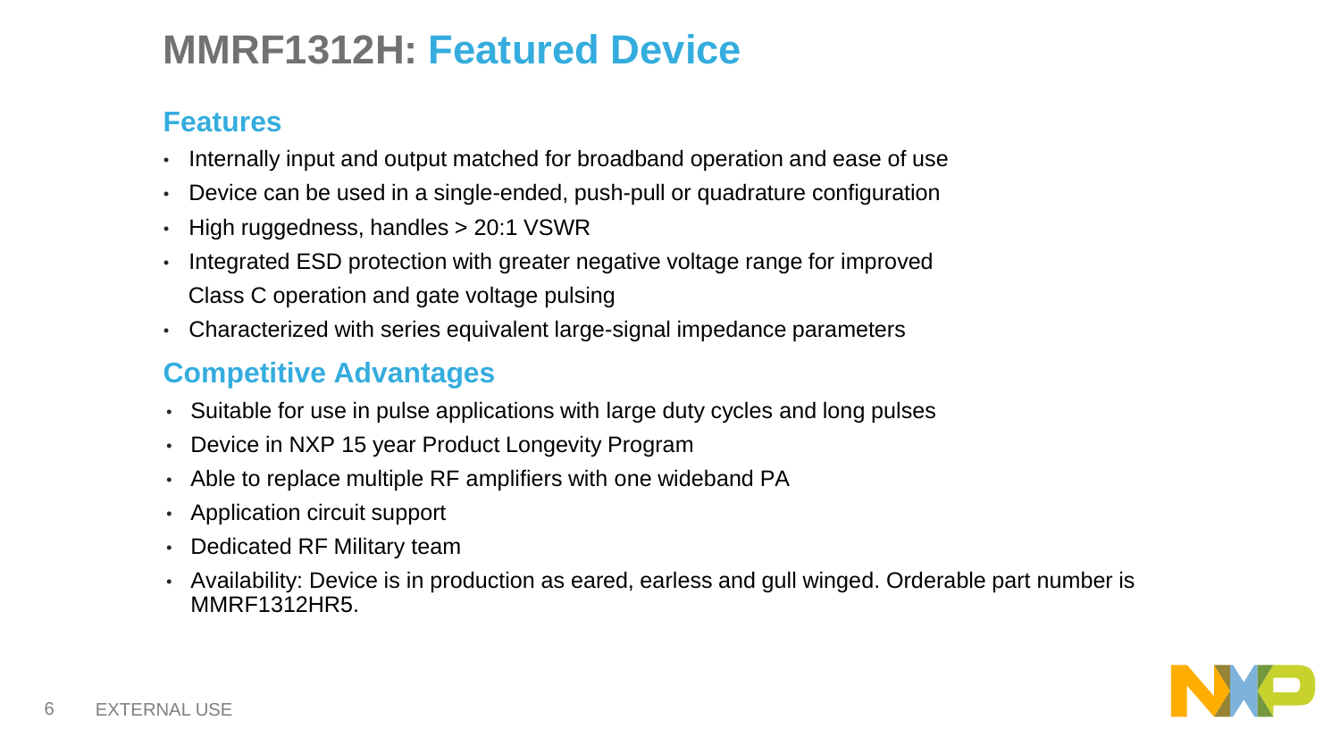# MMRF1312H: Featured Device

## Features

- Internally input and output matched for broadband operation and ease of use
- Device can be used in a single-ended, push-pull or quadrature configuration
- High ruggedness, handles > 20:1 VSWR
- Integrated ESD protection with greater negative voltage range for improved Class C operation and gate voltage pulsing
- Characterized with series equivalent large-signal impedance parameters

## Competitive Advantages

- Suitable for use in pulse applications with large duty cycles and long pulses
- Device in NXP 15 year Product Longevity Program
- Able to replace multiple RF amplifiers with one wideband PA
- Application circuit support
- Dedicated RF Military team
- Availability: Device is in production as eared, earless and gull winged. Orderable part number is MMRF1312HR5.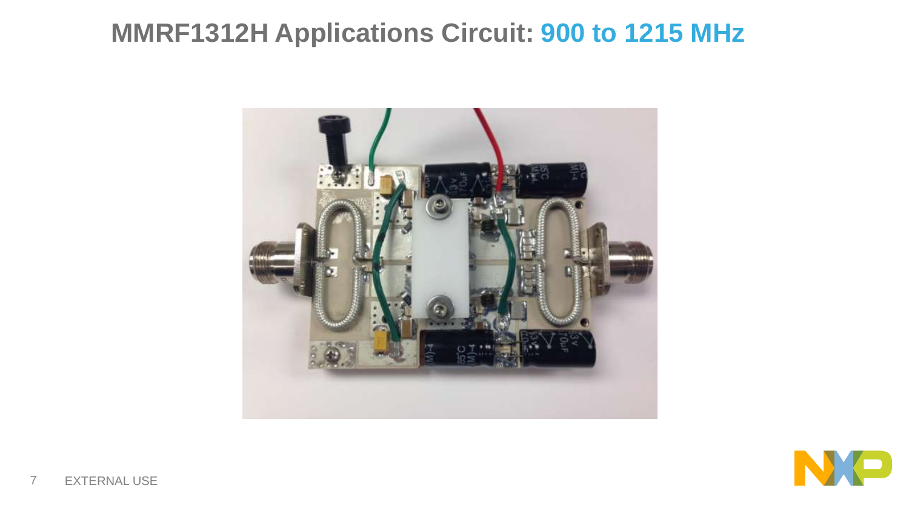# MMRF1312H Applications Circuit: 900 to 1215 MHz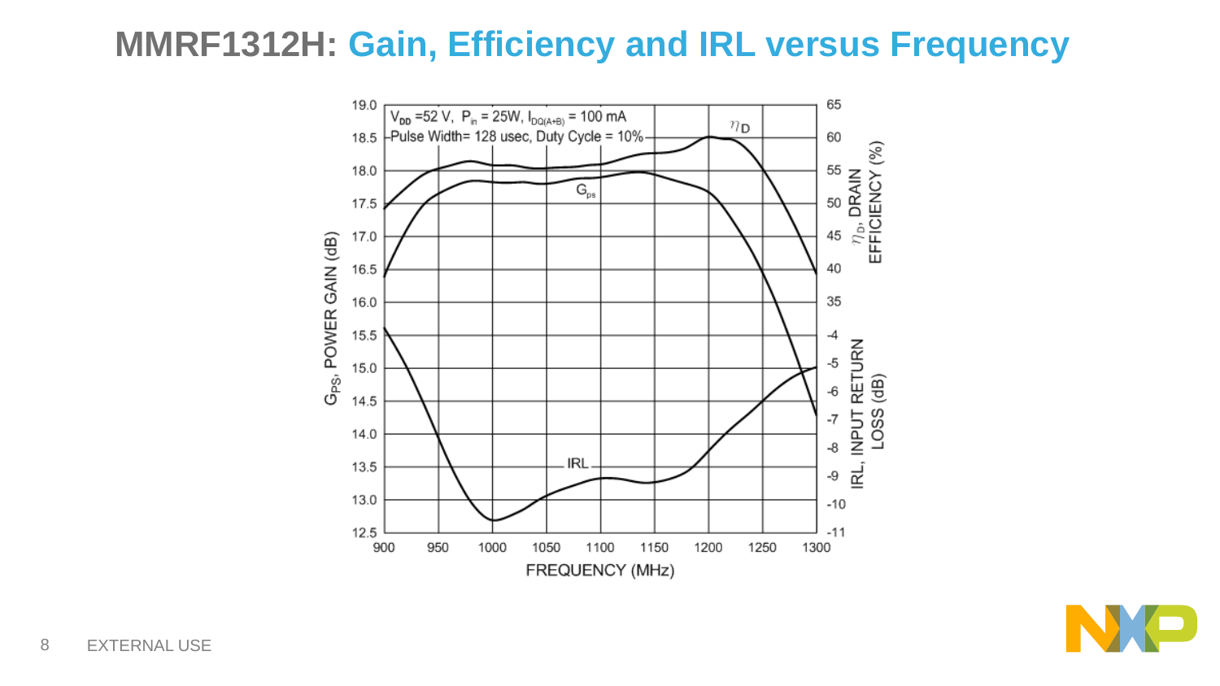# MMRF1312H: Gain, Efficiency and IRL versus Frequency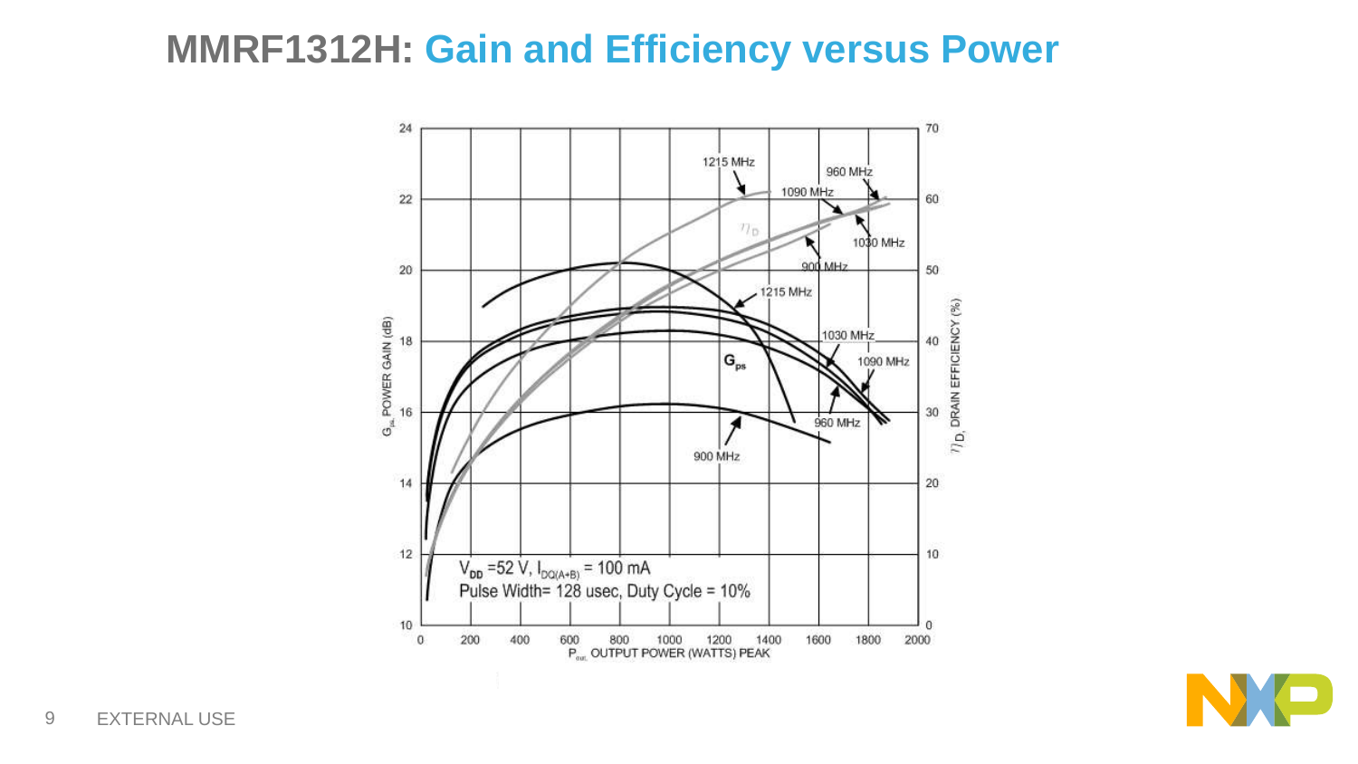# MMRF1312H: Gain and Efficiency versus Power

$V_{DD}$ =52 V, $I_{DQ(A+B)}$ = 100 mA

Pulse Width= 128 usec, Duty Cycle = 10%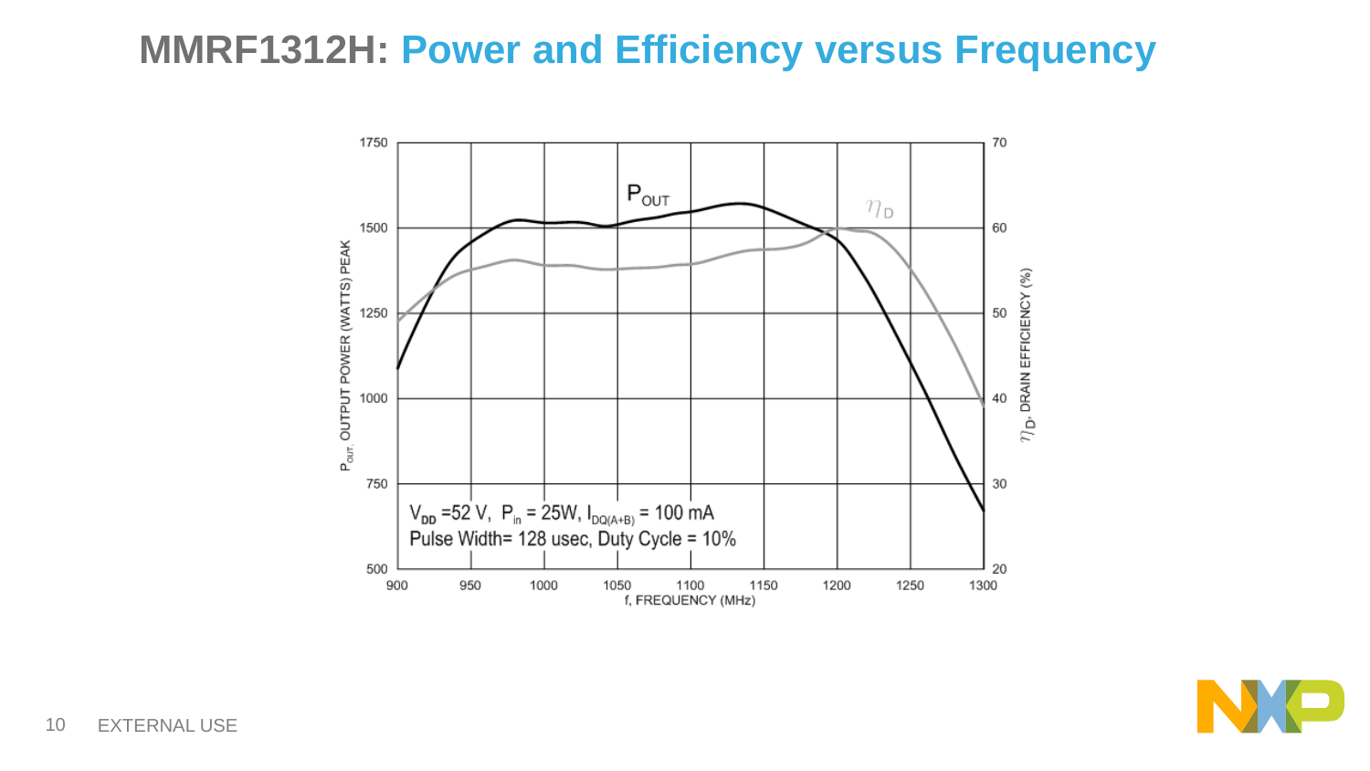# MMRF1312H: Power and Efficiency versus Frequency

$P_{OUT}$

$\eta_D$

$V_{DD}$ =52 V, $P_{in}$ = 25W, $I_{DQ(A+B)}$ = 100 mA
Pulse Width= 128 usec, Duty Cycle = 10%

$P_{out}$, OUTPUT POWER (WATTS) PEAK

$\eta_D$, DRAIN EFFICIENCY (%)

f, FREQUENCY (MHz)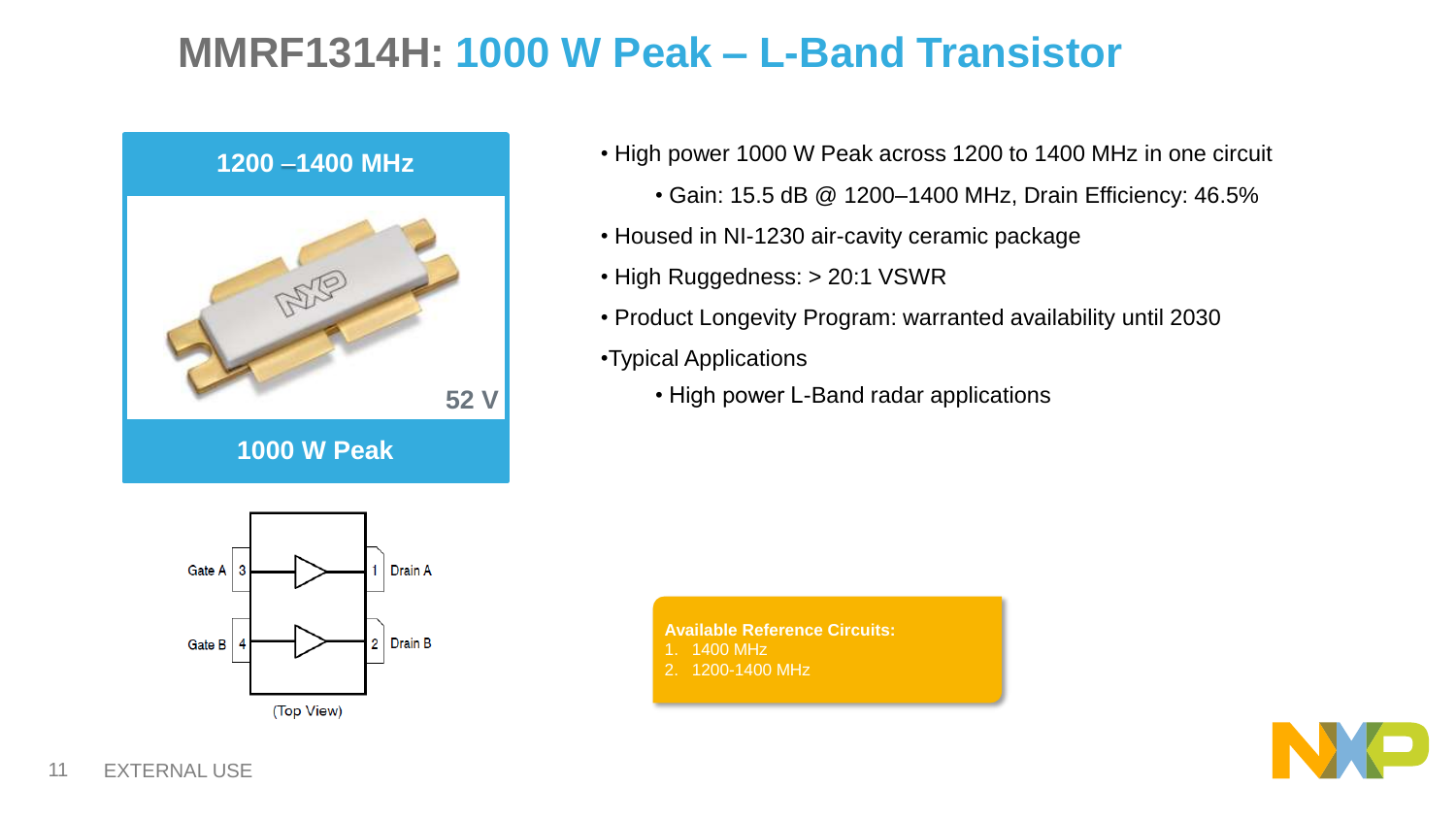# MMRF1314H: 1000 W Peak – L-Band Transistor

**1200 –1400 MHz**

52 V

**1000 W Peak**

Gate A 3 — 1 Drain A

Gate B 4 — 2 Drain B

(Top View)

- High power 1000 W Peak across 1200 to 1400 MHz in one circuit
  - Gain: 15.5 dB @ 1200–1400 MHz, Drain Efficiency: 46.5%
- Housed in NI-1230 air-cavity ceramic package
- High Ruggedness: > 20:1 VSWR
- Product Longevity Program: warranted availability until 2030
- Typical Applications
  - High power L-Band radar applications

**Available Reference Circuits:**

1. 1400 MHz
2. 1200-1400 MHz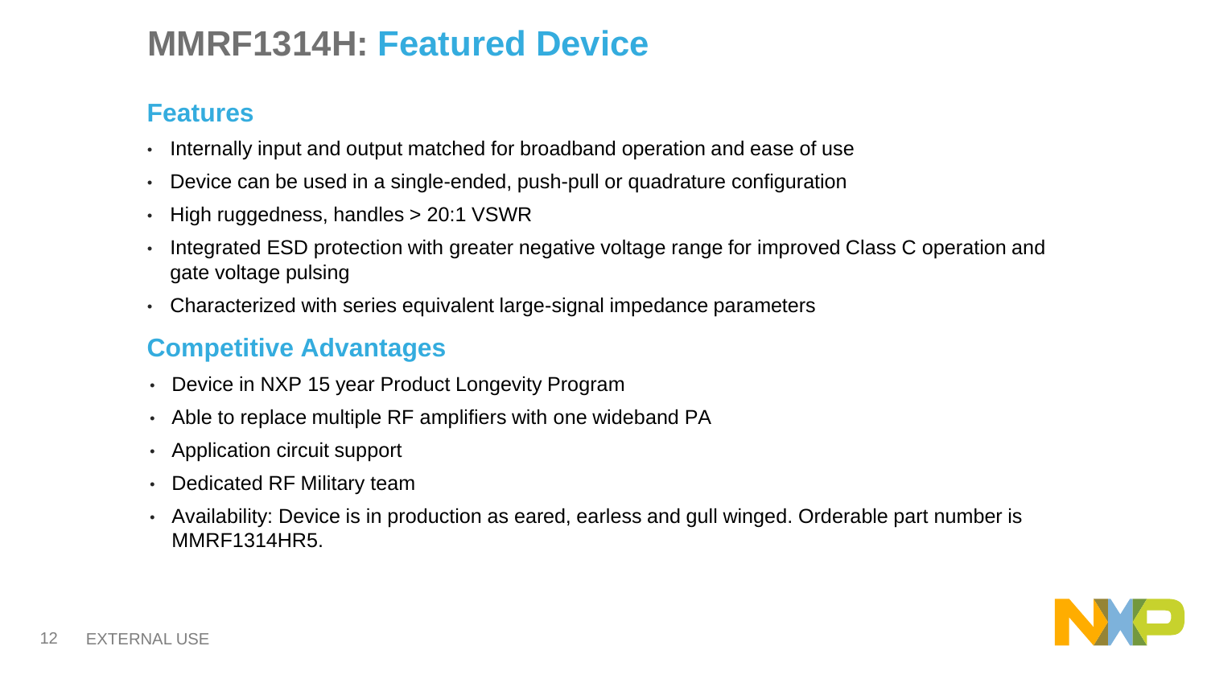# MMRF1314H: Featured Device

## Features

- Internally input and output matched for broadband operation and ease of use
- Device can be used in a single-ended, push-pull or quadrature configuration
- High ruggedness, handles > 20:1 VSWR
- Integrated ESD protection with greater negative voltage range for improved Class C operation and gate voltage pulsing
- Characterized with series equivalent large-signal impedance parameters

## Competitive Advantages

- Device in NXP 15 year Product Longevity Program
- Able to replace multiple RF amplifiers with one wideband PA
- Application circuit support
- Dedicated RF Military team
- Availability: Device is in production as eared, earless and gull winged. Orderable part number is MMRF1314HR5.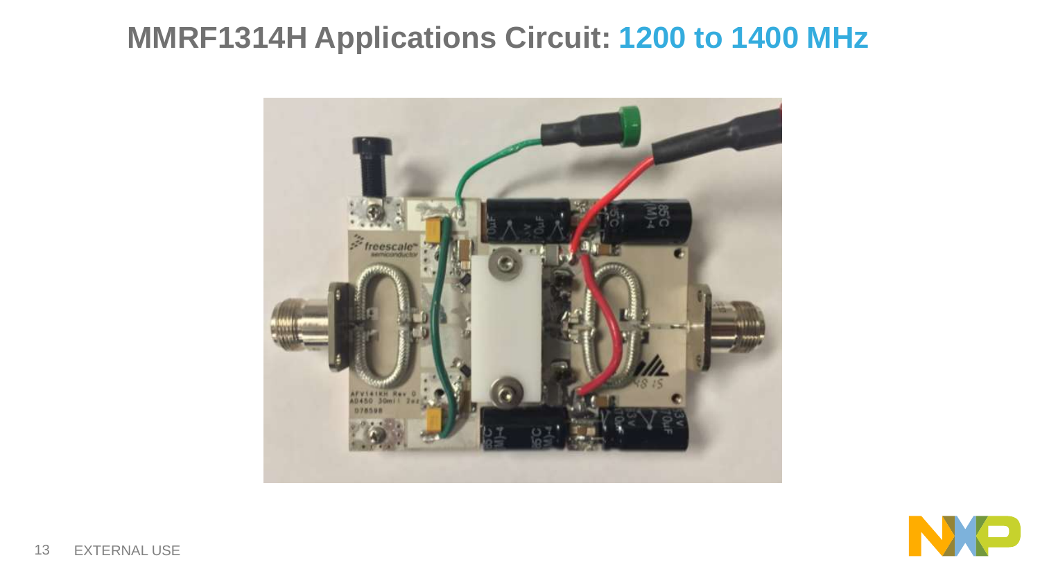# MMRF1314H Applications Circuit: 1200 to 1400 MHz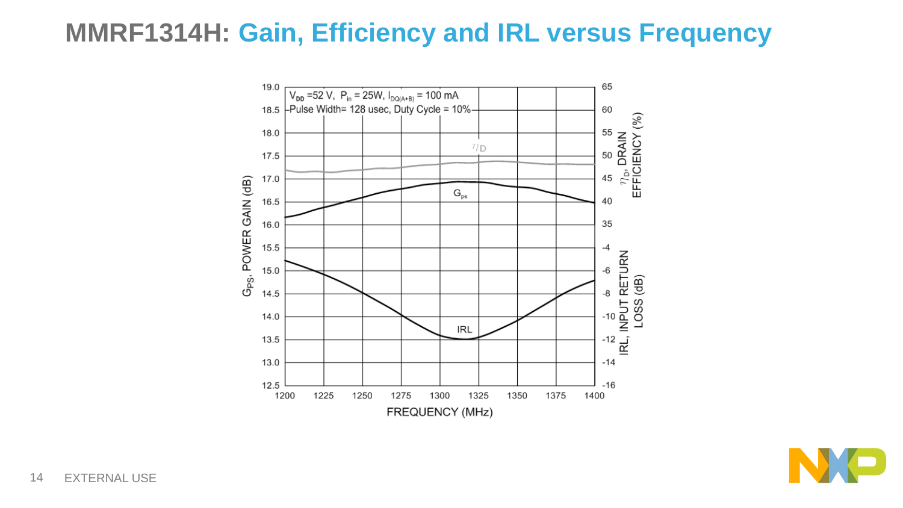# MMRF1314H: Gain, Efficiency and IRL versus Frequency

$V_{DD}$ =52 V, $P_{in}$ = 25W, $I_{DQ(A+B)}$ = 100 mA
Pulse Width= 128 usec, Duty Cycle = 10%

$G_{PS}$, POWER GAIN (dB)

$\eta_D$, DRAIN EFFICIENCY (%)

IRL, INPUT RETURN LOSS (dB)

FREQUENCY (MHz)

$\eta_D$

$G_{ps}$

IRL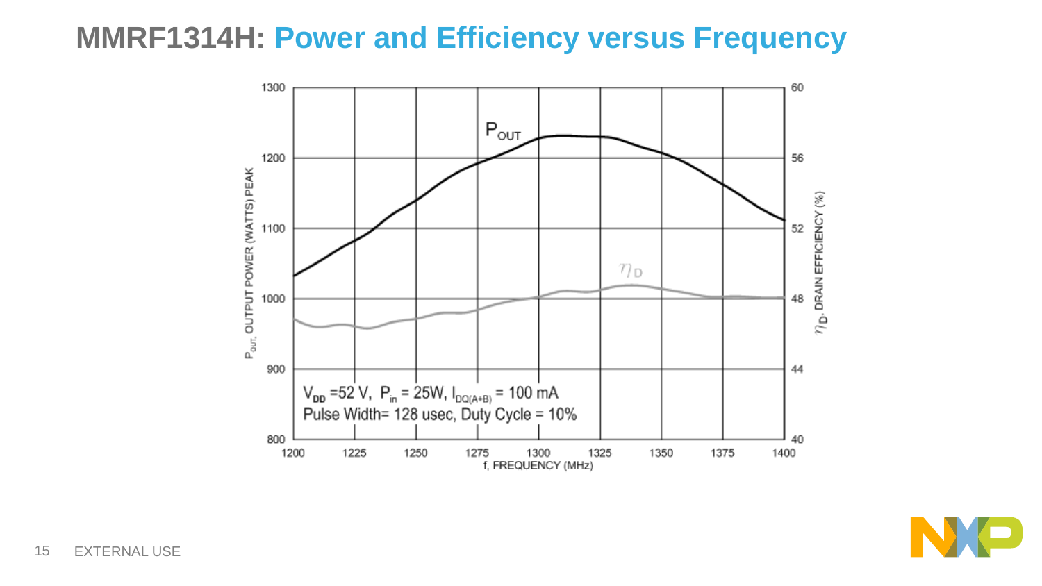# MMRF1314H: Power and Efficiency versus Frequency

$P_{OUT}$, OUTPUT POWER (WATTS) PEAK

$\eta_D$, DRAIN EFFICIENCY (%)

f, FREQUENCY (MHz)

$V_{DD}$ =52 V, $P_{in}$ = 25W, $I_{DQ(A+B)}$ = 100 mA
Pulse Width= 128 usec, Duty Cycle = 10%

EXTERNAL USE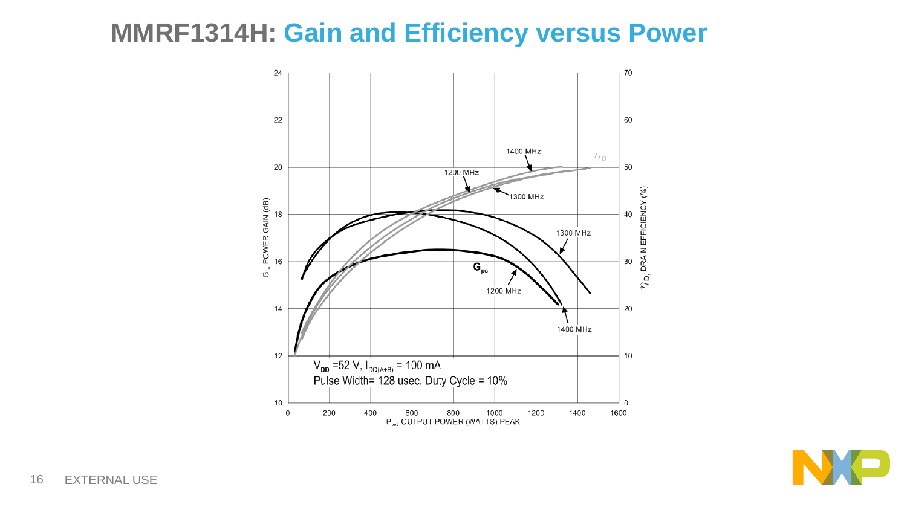# MMRF1314H: Gain and Efficiency versus Power

$V_{DD}$ =52 V, $I_{DQ(A+B)}$ = 100 mA

Pulse Width= 128 usec, Duty Cycle = 10%

EXTERNAL USE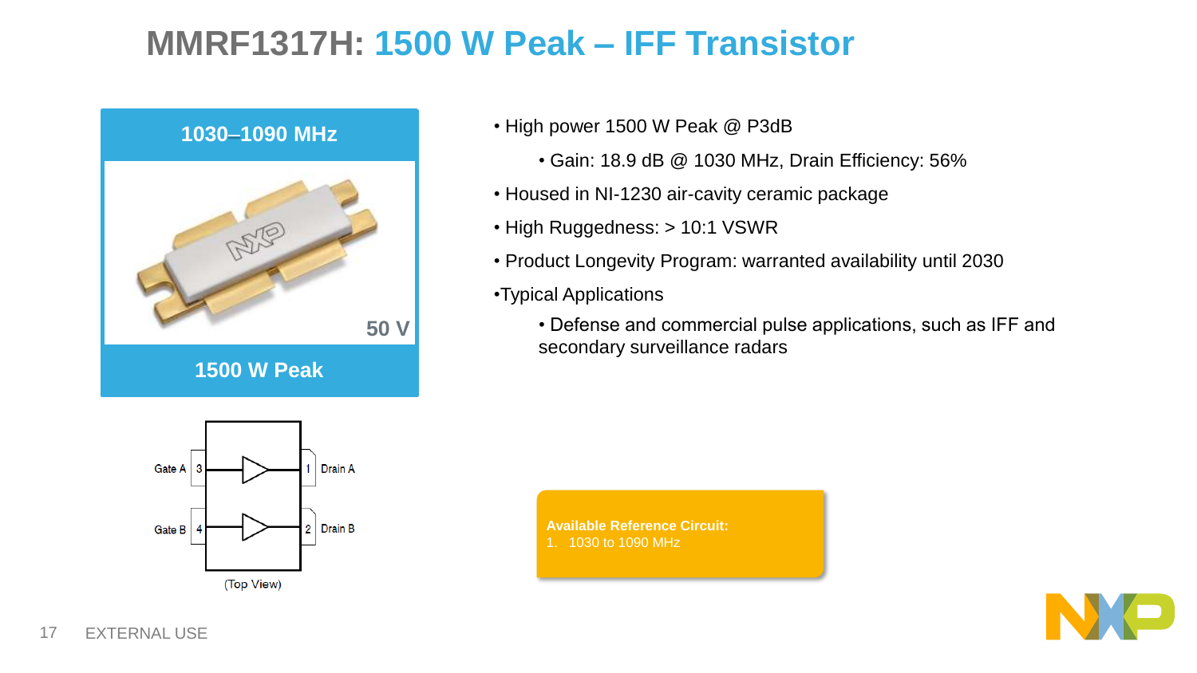# MMRF1317H: 1500 W Peak – IFF Transistor

**1030–1090 MHz**

50 V

**1500 W Peak**

Gate A 3 — 1 Drain A

Gate B 4 — 2 Drain B

(Top View)

- High power 1500 W Peak @ P3dB
  - Gain: 18.9 dB @ 1030 MHz, Drain Efficiency: 56%
- Housed in NI-1230 air-cavity ceramic package
- High Ruggedness: > 10:1 VSWR
- Product Longevity Program: warranted availability until 2030
- Typical Applications
  - Defense and commercial pulse applications, such as IFF and secondary surveillance radars

**Available Reference Circuit:**

1. 1030 to 1090 MHz

EXTERNAL USE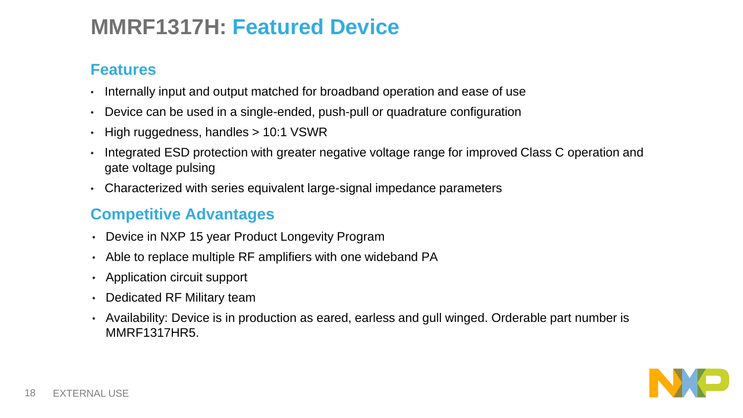# MMRF1317H: Featured Device

## Features

- Internally input and output matched for broadband operation and ease of use
- Device can be used in a single-ended, push-pull or quadrature configuration
- High ruggedness, handles > 10:1 VSWR
- Integrated ESD protection with greater negative voltage range for improved Class C operation and gate voltage pulsing
- Characterized with series equivalent large-signal impedance parameters

## Competitive Advantages

- Device in NXP 15 year Product Longevity Program
- Able to replace multiple RF amplifiers with one wideband PA
- Application circuit support
- Dedicated RF Military team
- Availability: Device is in production as eared, earless and gull winged. Orderable part number is MMRF1317HR5.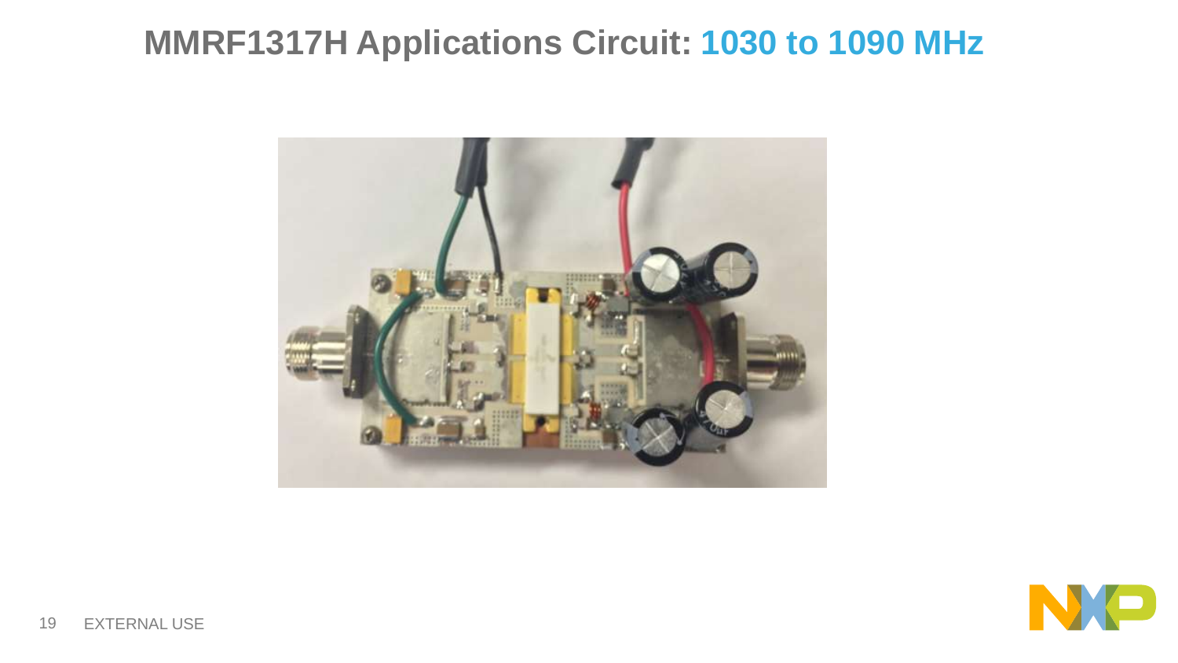# MMRF1317H Applications Circuit: 1030 to 1090 MHz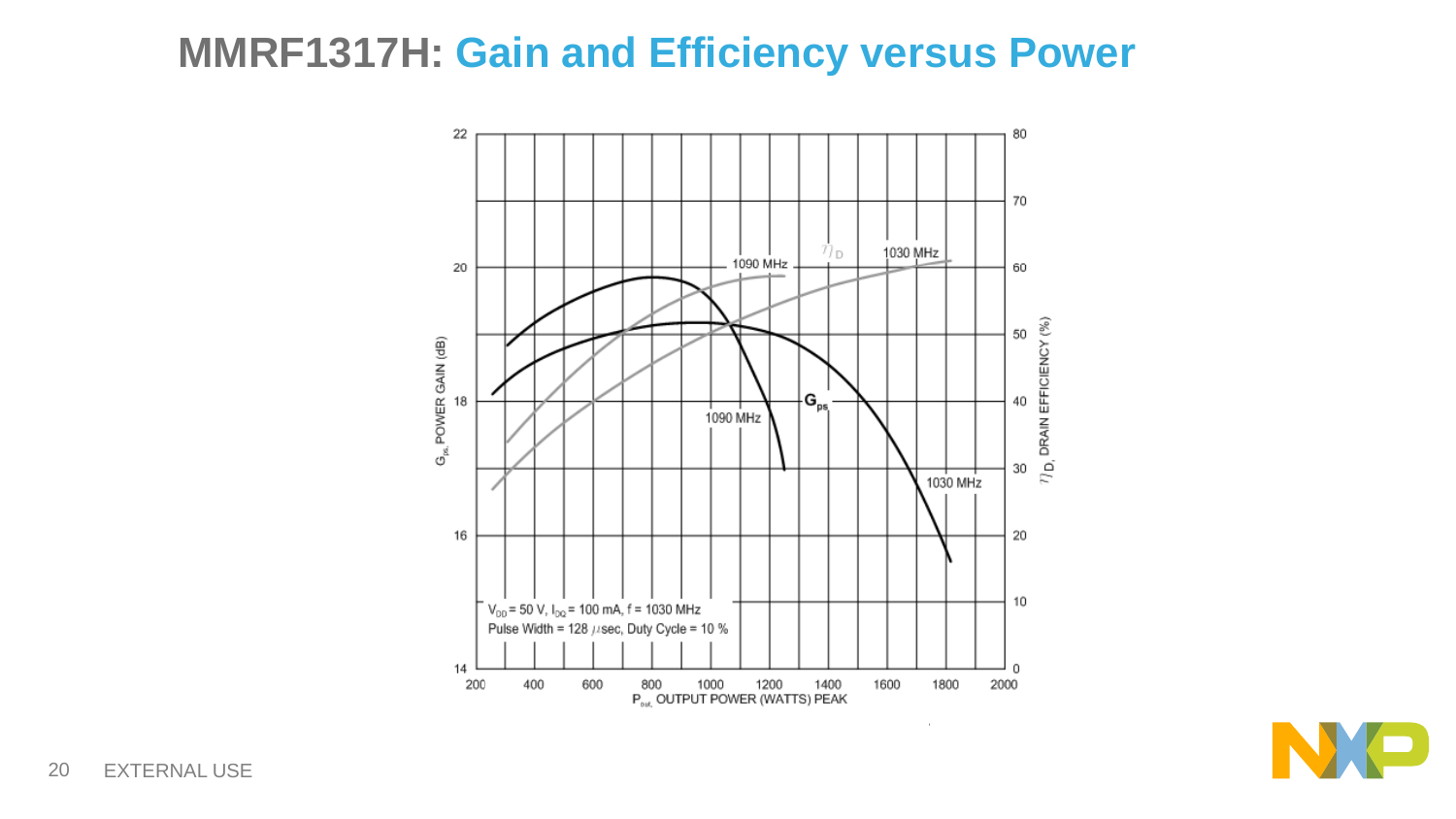# MMRF1317H: Gain and Efficiency versus Power

$V_{DD}$ = 50 V, $I_{DQ}$ = 100 mA, f = 1030 MHz
Pulse Width = 128 μsec, Duty Cycle = 10 %

$G_{ps}$, POWER GAIN (dB)

$\eta_D$, DRAIN EFFICIENCY (%)

$P_{out}$, OUTPUT POWER (WATTS) PEAK

$\eta_D$ — 1090 MHz, 1030 MHz

$G_{ps}$ — 1090 MHz, 1030 MHz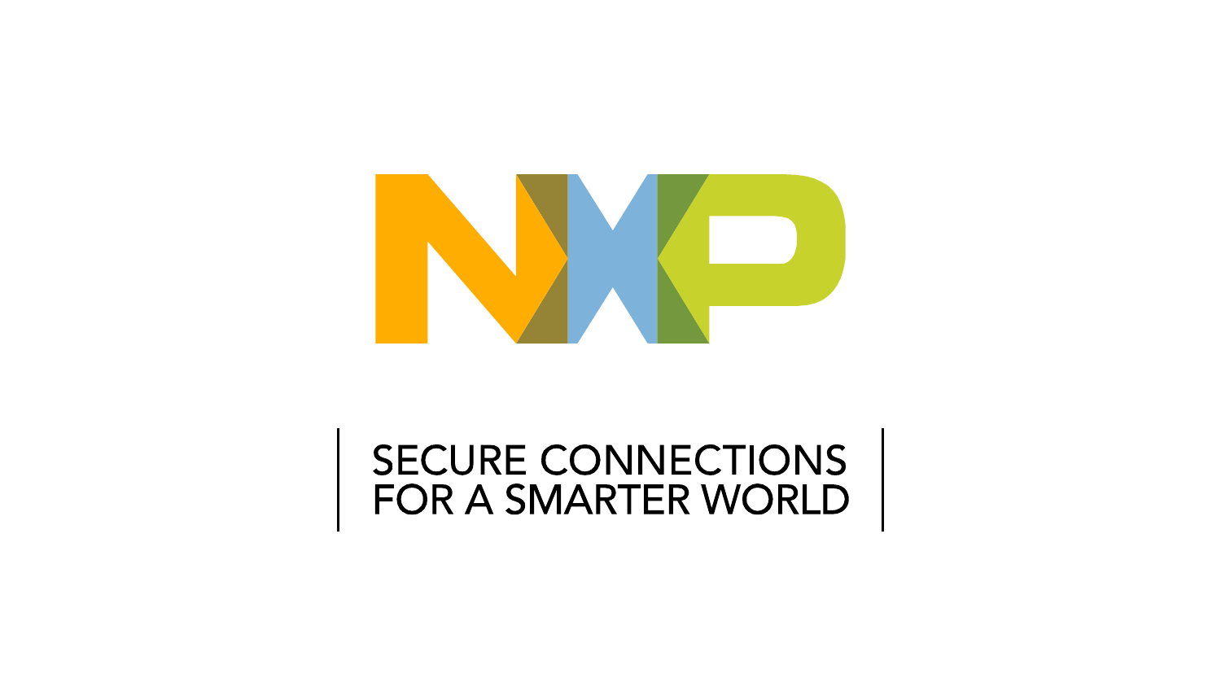NXP

SECURE CONNECTIONS
FOR A SMARTER WORLD